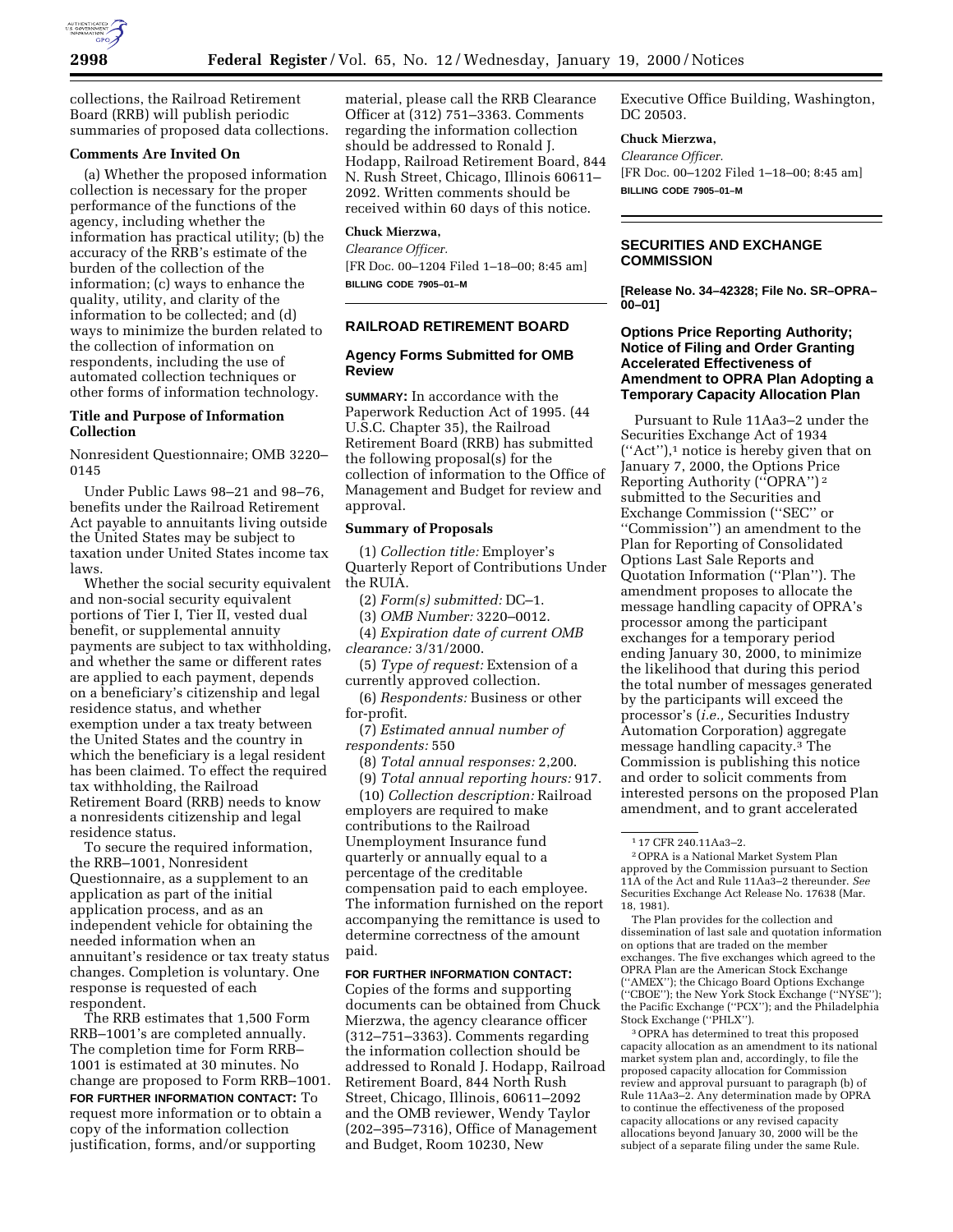collections, the Railroad Retirement Board (RRB) will publish periodic summaries of proposed data collections.

**Comments Are Invited On**

(a) Whether the proposed information collection is necessary for the proper performance of the functions of the agency, including whether the information has practical utility; (b) the accuracy of the RRB's estimate of the burden of the collection of the information; (c) ways to enhance the quality, utility, and clarity of the information to be collected; and (d) ways to minimize the burden related to the collection of information on respondents, including the use of automated collection techniques or other forms of information technology.

**Title and Purpose of Information Collection**

Nonresident Questionnaire; OMB 3220–0145

Under Public Laws 98–21 and 98–76, benefits under the Railroad Retirement Act payable to annuitants living outside the United States may be subject to taxation under United States income tax laws.

Whether the social security equivalent and non-social security equivalent portions of Tier I, Tier II, vested dual benefit, or supplemental annuity payments are subject to tax withholding, and whether the same or different rates are applied to each payment, depends on a beneficiary's citizenship and legal residence status, and whether exemption under a tax treaty between the United States and the country in which the beneficiary is a legal resident has been claimed. To effect the required tax withholding, the Railroad Retirement Board (RRB) needs to know a nonresidents citizenship and legal residence status.

To secure the required information, the RRB–1001, Nonresident Questionnaire, as a supplement to an application as part of the initial application process, and as an independent vehicle for obtaining the needed information when an annuitant's residence or tax treaty status changes. Completion is voluntary. One response is requested of each respondent.

The RRB estimates that 1,500 Form RRB–1001's are completed annually. The completion time for Form RRB–1001 is estimated at 30 minutes. No change are proposed to Form RRB–1001.

**FOR FURTHER INFORMATION CONTACT:** To request more information or to obtain a copy of the information collection justification, forms, and/or supporting material, please call the RRB Clearance Officer at (312) 751–3363. Comments regarding the information collection should be addressed to Ronald J. Hodapp, Railroad Retirement Board, 844 N. Rush Street, Chicago, Illinois 60611–2092. Written comments should be received within 60 days of this notice.

**Chuck Mierzwa,**

*Clearance Officer.*

[FR Doc. 00–1204 Filed 1–18–00; 8:45 am]

**BILLING CODE 7905–01–M**

---

## RAILROAD RETIREMENT BOARD

### Agency Forms Submitted for OMB Review

**SUMMARY:** In accordance with the Paperwork Reduction Act of 1995. (44 U.S.C. Chapter 35), the Railroad Retirement Board (RRB) has submitted the following proposal(s) for the collection of information to the Office of Management and Budget for review and approval.

**Summary of Proposals**

(1) *Collection title:* Employer's Quarterly Report of Contributions Under the RUIA.

(2) *Form(s) submitted:* DC–1.

(3) *OMB Number:* 3220–0012.

(4) *Expiration date of current OMB clearance:* 3/31/2000.

(5) *Type of request:* Extension of a currently approved collection.

(6) *Respondents:* Business or other for-profit.

(7) *Estimated annual number of respondents:* 550

(8) *Total annual responses:* 2,200.

(9) *Total annual reporting hours:* 917.

(10) *Collection description:* Railroad employers are required to make contributions to the Railroad Unemployment Insurance fund quarterly or annually equal to a percentage of the creditable compensation paid to each employee. The information furnished on the report accompanying the remittance is used to determine correctness of the amount paid.

**FOR FURTHER INFORMATION CONTACT:** Copies of the forms and supporting documents can be obtained from Chuck Mierzwa, the agency clearance officer (312–751–3363). Comments regarding the information collection should be addressed to Ronald J. Hodapp, Railroad Retirement Board, 844 North Rush Street, Chicago, Illinois, 60611–2092 and the OMB reviewer, Wendy Taylor (202–395–7316), Office of Management and Budget, Room 10230, New Executive Office Building, Washington, DC 20503.

**Chuck Mierzwa,**

*Clearance Officer.*

[FR Doc. 00–1202 Filed 1–18–00; 8:45 am]

**BILLING CODE 7905–01–M**

---

## SECURITIES AND EXCHANGE COMMISSION

**[Release No. 34–42328; File No. SR–OPRA–00–01]**

### Options Price Reporting Authority; Notice of Filing and Order Granting Accelerated Effectiveness of Amendment to OPRA Plan Adopting a Temporary Capacity Allocation Plan

Pursuant to Rule 11Aa3–2 under the Securities Exchange Act of 1934 (''Act''),[1] notice is hereby given that on January 7, 2000, the Options Price Reporting Authority (''OPRA'')[2] submitted to the Securities and Exchange Commission (''SEC'' or ''Commission'') an amendment to the Plan for Reporting of Consolidated Options Last Sale Reports and Quotation Information (''Plan''). The amendment proposes to allocate the message handling capacity of OPRA's processor among the participant exchanges for a temporary period ending January 30, 2000, to minimize the likelihood that during this period the total number of messages generated by the participants will exceed the processor's (*i.e.,* Securities Industry Automation Corporation) aggregate message handling capacity.[3] The Commission is publishing this notice and order to solicit comments from interested persons on the proposed Plan amendment, and to grant accelerated

---

[1] 17 CFR 240.11Aa3–2.

[2] OPRA is a National Market System Plan approved by the Commission pursuant to Section 11A of the Act and Rule 11Aa3–2 thereunder. *See* Securities Exchange Act Release No. 17638 (Mar. 18, 1981).

The Plan provides for the collection and dissemination of last sale and quotation information on options that are traded on the member exchanges. The five exchanges which agreed to the OPRA Plan are the American Stock Exchange (''AMEX''); the Chicago Board Options Exchange (''CBOE''); the New York Stock Exchange (''NYSE''); the Pacific Exchange (''PCX''); and the Philadelphia Stock Exchange (''PHLX'').

[3] OPRA has determined to treat this proposed capacity allocation as an amendment to its national market system plan and, accordingly, to file the proposed capacity allocation for Commission review and approval pursuant to paragraph (b) of Rule 11Aa3–2. Any determination made by OPRA to continue the effectiveness of the proposed capacity allocations or any revised capacity allocations beyond January 30, 2000 will be the subject of a separate filing under the same Rule.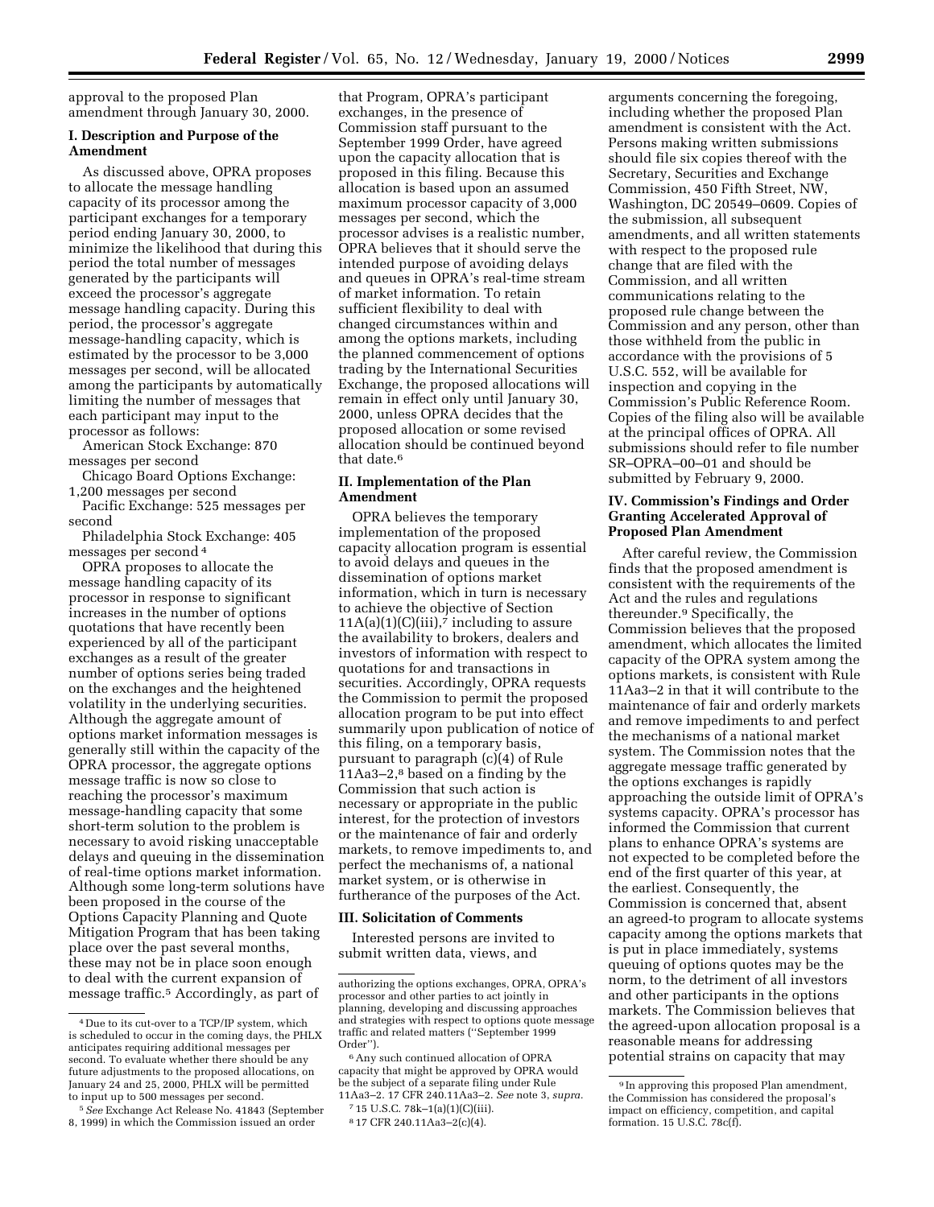approval to the proposed Plan amendment through January 30, 2000.

## I. Description and Purpose of the Amendment

As discussed above, OPRA proposes to allocate the message handling capacity of its processor among the participant exchanges for a temporary period ending January 30, 2000, to minimize the likelihood that during this period the total number of messages generated by the participants will exceed the processor's aggregate message handling capacity. During this period, the processor's aggregate message-handling capacity, which is estimated by the processor to be 3,000 messages per second, will be allocated among the participants by automatically limiting the number of messages that each participant may input to the processor as follows:

American Stock Exchange: 870 messages per second

Chicago Board Options Exchange: 1,200 messages per second

Pacific Exchange: 525 messages per second

Philadelphia Stock Exchange: 405 messages per second [4]

OPRA proposes to allocate the message handling capacity of its processor in response to significant increases in the number of options quotations that have recently been experienced by all of the participant exchanges as a result of the greater number of options series being traded on the exchanges and the heightened volatility in the underlying securities. Although the aggregate amount of options market information messages is generally still within the capacity of the OPRA processor, the aggregate options message traffic is now so close to reaching the processor's maximum message-handling capacity that some short-term solution to the problem is necessary to avoid risking unacceptable delays and queuing in the dissemination of real-time options market information. Although some long-term solutions have been proposed in the course of the Options Capacity Planning and Quote Mitigation Program that has been taking place over the past several months, these may not be in place soon enough to deal with the current expansion of message traffic.[5] Accordingly, as part of that Program, OPRA's participant exchanges, in the presence of Commission staff pursuant to the September 1999 Order, have agreed upon the capacity allocation that is proposed in this filing. Because this allocation is based upon an assumed maximum processor capacity of 3,000 messages per second, which the processor advises is a realistic number, OPRA believes that it should serve the intended purpose of avoiding delays and queues in OPRA's real-time stream of market information. To retain sufficient flexibility to deal with changed circumstances within and among the options markets, including the planned commencement of options trading by the International Securities Exchange, the proposed allocations will remain in effect only until January 30, 2000, unless OPRA decides that the proposed allocation or some revised allocation should be continued beyond that date.[6]

## II. Implementation of the Plan Amendment

OPRA believes the temporary implementation of the proposed capacity allocation program is essential to avoid delays and queues in the dissemination of options market information, which in turn is necessary to achieve the objective of Section 11A(a)(1)(C)(iii),[7] including to assure the availability to brokers, dealers and investors of information with respect to quotations for and transactions in securities. Accordingly, OPRA requests the Commission to permit the proposed allocation program to be put into effect summarily upon publication of notice of this filing, on a temporary basis, pursuant to paragraph (c)(4) of Rule 11Aa3–2,[8] based on a finding by the Commission that such action is necessary or appropriate in the public interest, for the protection of investors or the maintenance of fair and orderly markets, to remove impediments to, and perfect the mechanisms of, a national market system, or is otherwise in furtherance of the purposes of the Act.

## III. Solicitation of Comments

Interested persons are invited to submit written data, views, and arguments concerning the foregoing, including whether the proposed Plan amendment is consistent with the Act. Persons making written submissions should file six copies thereof with the Secretary, Securities and Exchange Commission, 450 Fifth Street, NW, Washington, DC 20549–0609. Copies of the submission, all subsequent amendments, and all written statements with respect to the proposed rule change that are filed with the Commission, and all written communications relating to the proposed rule change between the Commission and any person, other than those withheld from the public in accordance with the provisions of 5 U.S.C. 552, will be available for inspection and copying in the Commission's Public Reference Room. Copies of the filing also will be available at the principal offices of OPRA. All submissions should refer to file number SR–OPRA–00–01 and should be submitted by February 9, 2000.

## IV. Commission's Findings and Order Granting Accelerated Approval of Proposed Plan Amendment

After careful review, the Commission finds that the proposed amendment is consistent with the requirements of the Act and the rules and regulations thereunder.[9] Specifically, the Commission believes that the proposed amendment, which allocates the limited capacity of the OPRA system among the options markets, is consistent with Rule 11Aa3–2 in that it will contribute to the maintenance of fair and orderly markets and remove impediments to and perfect the mechanisms of a national market system. The Commission notes that the aggregate message traffic generated by the options exchanges is rapidly approaching the outside limit of OPRA's systems capacity. OPRA's processor has informed the Commission that current plans to enhance OPRA's systems are not expected to be completed before the end of the first quarter of this year, at the earliest. Consequently, the Commission is concerned that, absent an agreed-to program to allocate systems capacity among the options markets that is put in place immediately, systems queuing of options quotes may be the norm, to the detriment of all investors and other participants in the options markets. The Commission believes that the agreed-upon allocation proposal is a reasonable means for addressing potential strains on capacity that may

---

[4] Due to its cut-over to a TCP/IP system, which is scheduled to occur in the coming days, the PHLX anticipates requiring additional messages per second. To evaluate whether there should be any future adjustments to the proposed allocations, on January 24 and 25, 2000, PHLX will be permitted to input up to 500 messages per second.

[5] *See* Exchange Act Release No. 41843 (September 8, 1999) in which the Commission issued an order authorizing the options exchanges, OPRA, OPRA's processor and other parties to act jointly in planning, developing and discussing approaches and strategies with respect to options quote message traffic and related matters ("September 1999 Order").

[6] Any such continued allocation of OPRA capacity that might be approved by OPRA would be the subject of a separate filing under Rule 11Aa3–2. 17 CFR 240.11Aa3–2. *See* note 3, *supra.*

[7] 15 U.S.C. 78k–1(a)(1)(C)(iii).

[8] 17 CFR 240.11Aa3–2(c)(4).

[9] In approving this proposed Plan amendment, the Commission has considered the proposal's impact on efficiency, competition, and capital formation. 15 U.S.C. 78c(f).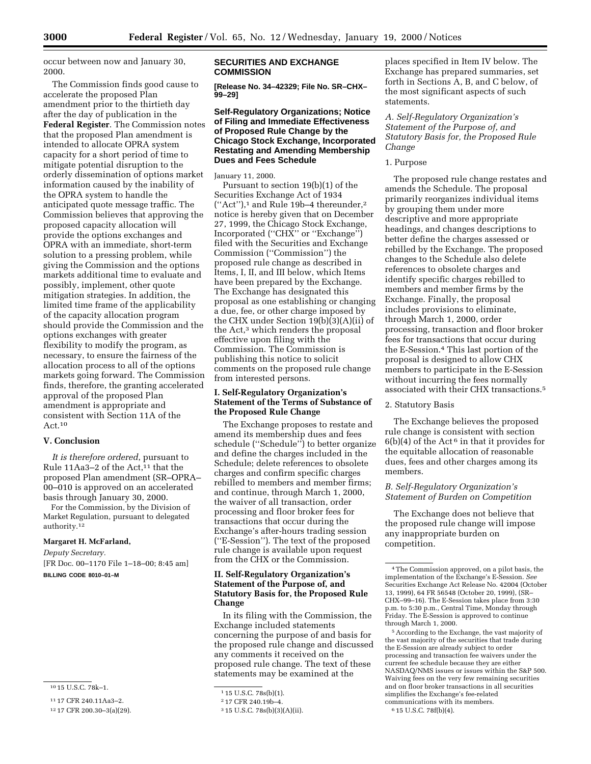occur between now and January 30, 2000.

The Commission finds good cause to accelerate the proposed Plan amendment prior to the thirtieth day after the day of publication in the **Federal Register**. The Commission notes that the proposed Plan amendment is intended to allocate OPRA system capacity for a short period of time to mitigate potential disruption to the orderly dissemination of options market information caused by the inability of the OPRA system to handle the anticipated quote message traffic. The Commission believes that approving the proposed capacity allocation will provide the options exchanges and OPRA with an immediate, short-term solution to a pressing problem, while giving the Commission and the options markets additional time to evaluate and possibly, implement, other quote mitigation strategies. In addition, the limited time frame of the applicability of the capacity allocation program should provide the Commission and the options exchanges with greater flexibility to modify the program, as necessary, to ensure the fairness of the allocation process to all of the options markets going forward. The Commission finds, therefore, the granting accelerated approval of the proposed Plan amendment is appropriate and consistent with Section 11A of the Act.[10]

### V. Conclusion

*It is therefore ordered*, pursuant to Rule 11Aa3–2 of the Act,[11] that the proposed Plan amendment (SR–OPRA–00–010 is approved on an accelerated basis through January 30, 2000.

For the Commission, by the Division of Market Regulation, pursuant to delegated authority.[12]

**Margaret H. McFarland,**

*Deputy Secretary.*

[FR Doc. 00–1170 File 1–18–00; 8:45 am]

**BILLING CODE 8010–01–M**

[10] 15 U.S.C. 78k–1.

[11] 17 CFR 240.11Aa3–2.

[12] 17 CFR 200.30–3(a)(29).

## SECURITIES AND EXCHANGE COMMISSION

**[Release No. 34–42329; File No. SR–CHX–99–29]**

### Self-Regulatory Organizations; Notice of Filing and Immediate Effectiveness of Proposed Rule Change by the Chicago Stock Exchange, Incorporated Restating and Amending Membership Dues and Fees Schedule

January 11, 2000.

Pursuant to section 19(b)(1) of the Securities Exchange Act of 1934 (''Act''),[1] and Rule 19b–4 thereunder,[2] notice is hereby given that on December 27, 1999, the Chicago Stock Exchange, Incorporated (''CHX'' or ''Exchange'') filed with the Securities and Exchange Commission (''Commission'') the proposed rule change as described in Items, I, II, and III below, which Items have been prepared by the Exchange. The Exchange has designated this proposal as one establishing or changing a due, fee, or other charge imposed by the CHX under Section 19(b)(3)(A)(ii) of the Act,[3] which renders the proposal effective upon filing with the Commission. The Commission is publishing this notice to solicit comments on the proposed rule change from interested persons.

### I. Self-Regulatory Organization's Statement of the Terms of Substance of the Proposed Rule Change

The Exchange proposes to restate and amend its membership dues and fees schedule (''Schedule'') to better organize and define the charges included in the Schedule; delete references to obsolete charges and confirm specific charges rebilled to members and member firms; and continue, through March 1, 2000, the waiver of all transaction, order processing and floor broker fees for transactions that occur during the Exchange's after-hours trading session (''E-Session''). The text of the proposed rule change is available upon request from the CHX or the Commission.

### II. Self-Regulatory Organization's Statement of the Purpose of, and Statutory Basis for, the Proposed Rule Change

In its filing with the Commission, the Exchange included statements concerning the purpose of and basis for the proposed rule change and discussed any comments it received on the proposed rule change. The text of these statements may be examined at the places specified in Item IV below. The Exchange has prepared summaries, set forth in Sections A, B, and C below, of the most significant aspects of such statements.

*A. Self-Regulatory Organization's Statement of the Purpose of, and Statutory Basis for, the Proposed Rule Change*

1. Purpose

The proposed rule change restates and amends the Schedule. The proposal primarily reorganizes individual items by grouping them under more descriptive and more appropriate headings, and changes descriptions to better define the charges assessed or rebilled by the Exchange. The proposed changes to the Schedule also delete references to obsolete charges and identify specific charges rebilled to members and member firms by the Exchange. Finally, the proposal includes provisions to eliminate, through March 1, 2000, order processing, transaction and floor broker fees for transactions that occur during the E-Session.[4] This last portion of the proposal is designed to allow CHX members to participate in the E-Session without incurring the fees normally associated with their CHX transactions.[5]

2. Statutory Basis

The Exchange believes the proposed rule change is consistent with section 6(b)(4) of the Act[6] in that it provides for the equitable allocation of reasonable dues, fees and other charges among its members.

*B. Self-Regulatory Organization's Statement of Burden on Competition*

The Exchange does not believe that the proposed rule change will impose any inappropriate burden on competition.

[1] 15 U.S.C. 78s(b)(1).

[2] 17 CFR 240.19b–4.

[3] 15 U.S.C. 78s(b)(3)(A)(ii).

[4] The Commission approved, on a pilot basis, the implementation of the Exchange's E-Session. *See* Securities Exchange Act Release No. 42004 (October 13, 1999), 64 FR 56548 (October 20, 1999), (SR–CHX–99–16). The E-Session takes place from 3:30 p.m. to 5:30 p.m., Central Time, Monday through Friday. The E-Session is approved to continue through March 1, 2000.

[5] According to the Exchange, the vast majority of the vast majority of the securities that trade during the E-Session are already subject to order processing and transaction fee waivers under the current fee schedule because they are either NASDAQ/NMS issues or issues within the S&P 500. Waiving fees on the very few remaining securities and on floor broker transactions in all securities simplifies the Exchange's fee-related communications with its members.

[6] 15 U.S.C. 78f(b)(4).